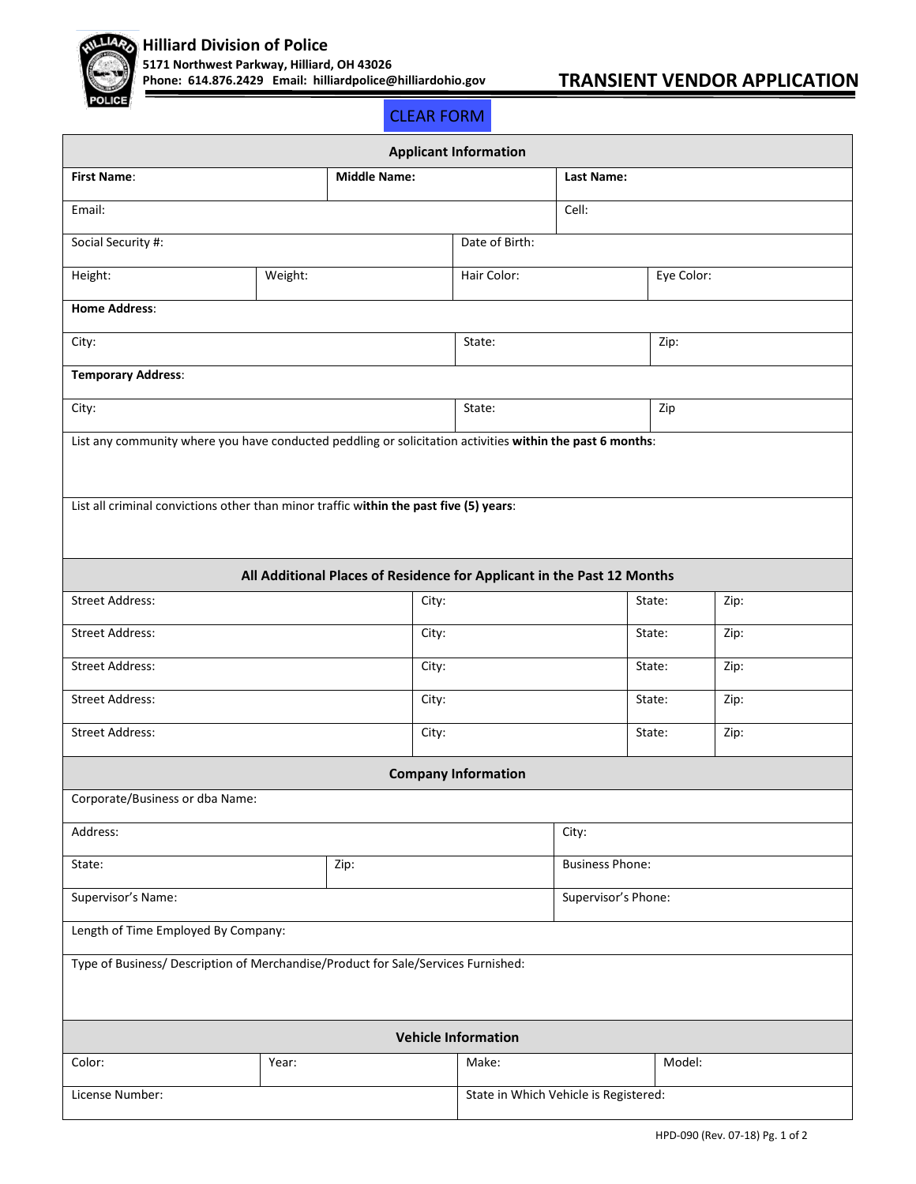**Hilliard Division of Police**
**5171 Northwest Parkway, Hilliard, OH 43026**
**Phone: 614.876.2429 Email: hilliardpolice@hilliardohio.gov**

# TRANSIENT VENDOR APPLICATION

CLEAR FORM

## Applicant Information

| | | | |
|---|---|---|---|
| **First Name**: | **Middle Name:** | **Last Name:** | |
| Email: | | Cell: | |
| Social Security #: | | Date of Birth: | |
| Height: | Weight: | Hair Color: | Eye Color: |
| **Home Address**: | | | |
| City: | | State: | Zip: |
| **Temporary Address**: | | | |
| City: | | State: | Zip |

List any community where you have conducted peddling or solicitation activities **within the past 6 months**:

List all criminal convictions other than minor traffic w**ithin the past five (5) years**:

## All Additional Places of Residence for Applicant in the Past 12 Months

| | | | |
|---|---|---|---|
| Street Address: | City: | State: | Zip: |
| Street Address: | City: | State: | Zip: |
| Street Address: | City: | State: | Zip: |
| Street Address: | City: | State: | Zip: |
| Street Address: | City: | State: | Zip: |

## Company Information

| | | |
|---|---|---|
| Corporate/Business or dba Name: | | |
| Address: | | City: |
| State: | Zip: | Business Phone: |
| Supervisor's Name: | | Supervisor's Phone: |
| Length of Time Employed By Company: | | |

Type of Business/ Description of Merchandise/Product for Sale/Services Furnished:

## Vehicle Information

| | | | |
|---|---|---|---|
| Color: | Year: | Make: | Model: |
| License Number: | | State in Which Vehicle is Registered: | |

HPD-090 (Rev. 07-18)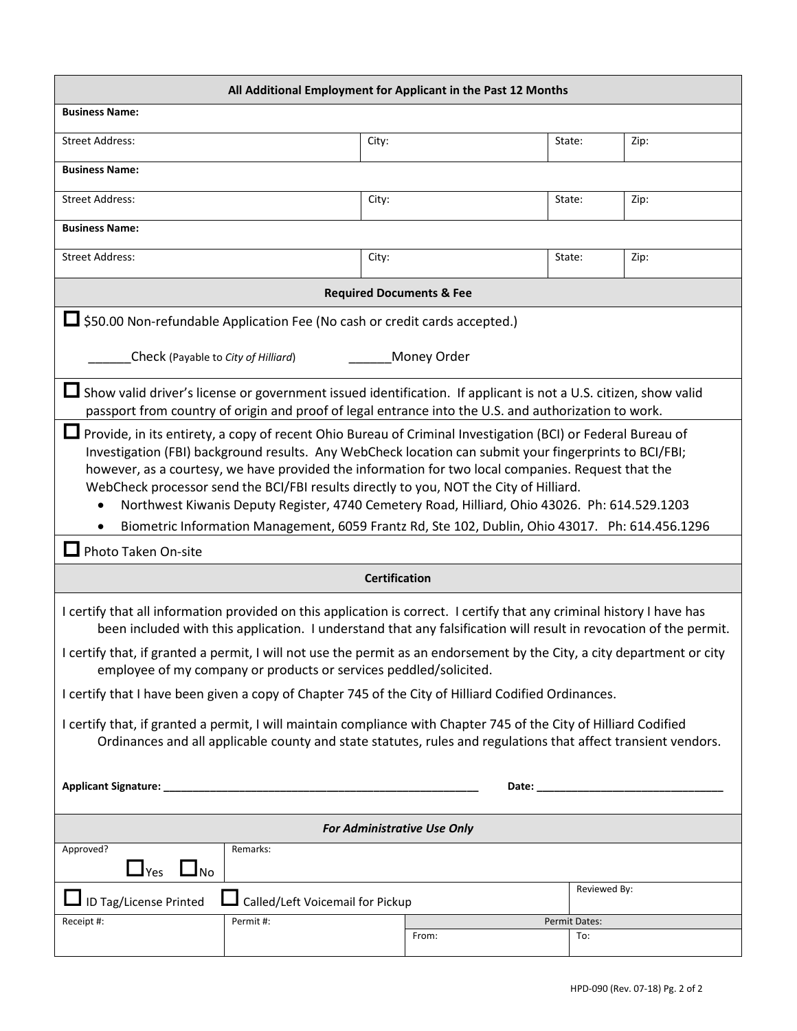## All Additional Employment for Applicant in the Past 12 Months

| | | | |
|---|---|---|---|
| **Business Name:** | | | |
| Street Address: | City: | State: | Zip: |
| **Business Name:** | | | |
| Street Address: | City: | State: | Zip: |
| **Business Name:** | | | |
| Street Address: | City: | State: | Zip: |

## Required Documents & Fee

☐ $50.00 Non-refundable Application Fee (No cash or credit cards accepted.)

______Check (Payable to *City of Hilliard*)  ______Money Order

☐ Show valid driver's license or government issued identification. If applicant is not a U.S. citizen, show valid passport from country of origin and proof of legal entrance into the U.S. and authorization to work.

☐ Provide, in its entirety, a copy of recent Ohio Bureau of Criminal Investigation (BCI) or Federal Bureau of Investigation (FBI) background results. Any WebCheck location can submit your fingerprints to BCI/FBI; however, as a courtesy, we have provided the information for two local companies. Request that the WebCheck processor send the BCI/FBI results directly to you, NOT the City of Hilliard.

- Northwest Kiwanis Deputy Register, 4740 Cemetery Road, Hilliard, Ohio 43026. Ph: 614.529.1203
- Biometric Information Management, 6059 Frantz Rd, Ste 102, Dublin, Ohio 43017. Ph: 614.456.1296

☐ Photo Taken On-site

## Certification

I certify that all information provided on this application is correct. I certify that any criminal history I have has been included with this application. I understand that any falsification will result in revocation of the permit.

I certify that, if granted a permit, I will not use the permit as an endorsement by the City, a city department or city employee of my company or products or services peddled/solicited.

I certify that I have been given a copy of Chapter 745 of the City of Hilliard Codified Ordinances.

I certify that, if granted a permit, I will maintain compliance with Chapter 745 of the City of Hilliard Codified Ordinances and all applicable county and state statutes, rules and regulations that affect transient vendors.

**Applicant Signature:** ____________________________________________________ **Date:** ______________________________

## *For Administrative Use Only*

| | | | |
|---|---|---|---|
| Approved? ☐Yes ☐No | Remarks: | | |
| ☐ ID Tag/License Printed | ☐ Called/Left Voicemail for Pickup | | Reviewed By: |
| Receipt #: | Permit #: | Permit Dates: From: | To: |

HPD-090 (Rev. 07-18)